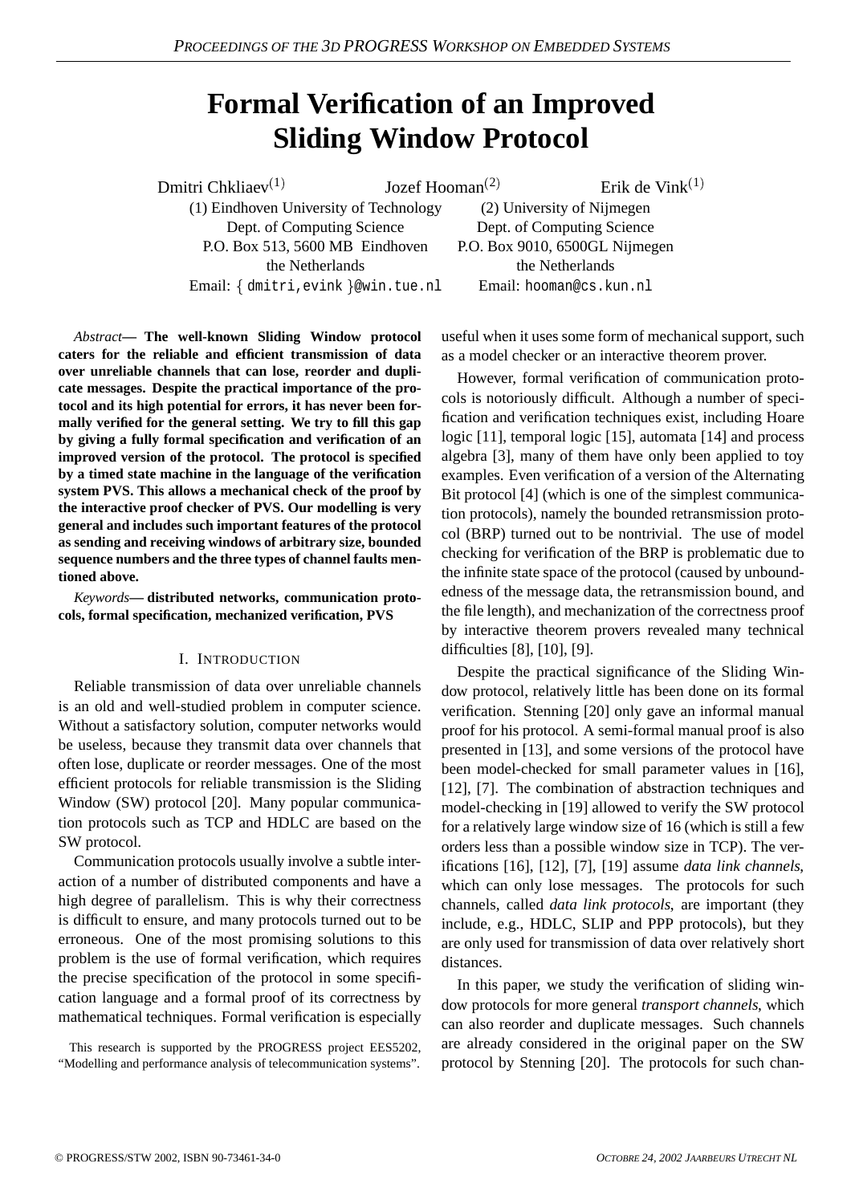# Formal Verification of an Improved Sliding Window Protocol

Dmitri Chkliaev[(1)] Jozef Hooman[(2)] Erik de Vink[(1)]

(1) Eindhoven University of Technology
Dept. of Computing Science
P.O. Box 513, 5600 MB Eindhoven
the Netherlands
Email: { dmitri,evink }@win.tue.nl

(2) University of Nijmegen
Dept. of Computing Science
P.O. Box 9010, 6500GL Nijmegen
the Netherlands
Email: hooman@cs.kun.nl

*Abstract*— **The well-known Sliding Window protocol caters for the reliable and efficient transmission of data over unreliable channels that can lose, reorder and duplicate messages. Despite the practical importance of the protocol and its high potential for errors, it has never been formally verified for the general setting. We try to fill this gap by giving a fully formal specification and verification of an improved version of the protocol. The protocol is specified by a timed state machine in the language of the verification system PVS. This allows a mechanical check of the proof by the interactive proof checker of PVS. Our modelling is very general and includes such important features of the protocol as sending and receiving windows of arbitrary size, bounded sequence numbers and the three types of channel faults mentioned above.**

*Keywords*— **distributed networks, communication protocols, formal specification, mechanized verification, PVS**

## I. Introduction

Reliable transmission of data over unreliable channels is an old and well-studied problem in computer science. Without a satisfactory solution, computer networks would be useless, because they transmit data over channels that often lose, duplicate or reorder messages. One of the most efficient protocols for reliable transmission is the Sliding Window (SW) protocol [20]. Many popular communication protocols such as TCP and HDLC are based on the SW protocol.

Communication protocols usually involve a subtle interaction of a number of distributed components and have a high degree of parallelism. This is why their correctness is difficult to ensure, and many protocols turned out to be erroneous. One of the most promising solutions to this problem is the use of formal verification, which requires the precise specification of the protocol in some specification language and a formal proof of its correctness by mathematical techniques. Formal verification is especially useful when it uses some form of mechanical support, such as a model checker or an interactive theorem prover.

However, formal verification of communication protocols is notoriously difficult. Although a number of specification and verification techniques exist, including Hoare logic [11], temporal logic [15], automata [14] and process algebra [3], many of them have only been applied to toy examples. Even verification of a version of the Alternating Bit protocol [4] (which is one of the simplest communication protocols), namely the bounded retransmission protocol (BRP) turned out to be nontrivial. The use of model checking for verification of the BRP is problematic due to the infinite state space of the protocol (caused by unboundedness of the message data, the retransmission bound, and the file length), and mechanization of the correctness proof by interactive theorem provers revealed many technical difficulties [8], [10], [9].

Despite the practical significance of the Sliding Window protocol, relatively little has been done on its formal verification. Stenning [20] only gave an informal manual proof for his protocol. A semi-formal manual proof is also presented in [13], and some versions of the protocol have been model-checked for small parameter values in [16], [12], [7]. The combination of abstraction techniques and model-checking in [19] allowed to verify the SW protocol for a relatively large window size of 16 (which is still a few orders less than a possible window size in TCP). The verifications [16], [12], [7], [19] assume *data link channels*, which can only lose messages. The protocols for such channels, called *data link protocols*, are important (they include, e.g., HDLC, SLIP and PPP protocols), but they are only used for transmission of data over relatively short distances.

In this paper, we study the verification of sliding window protocols for more general *transport channels*, which can also reorder and duplicate messages. Such channels are already considered in the original paper on the SW protocol by Stenning [20]. The protocols for such chan-

This research is supported by the PROGRESS project EES5202, "Modelling and performance analysis of telecommunication systems".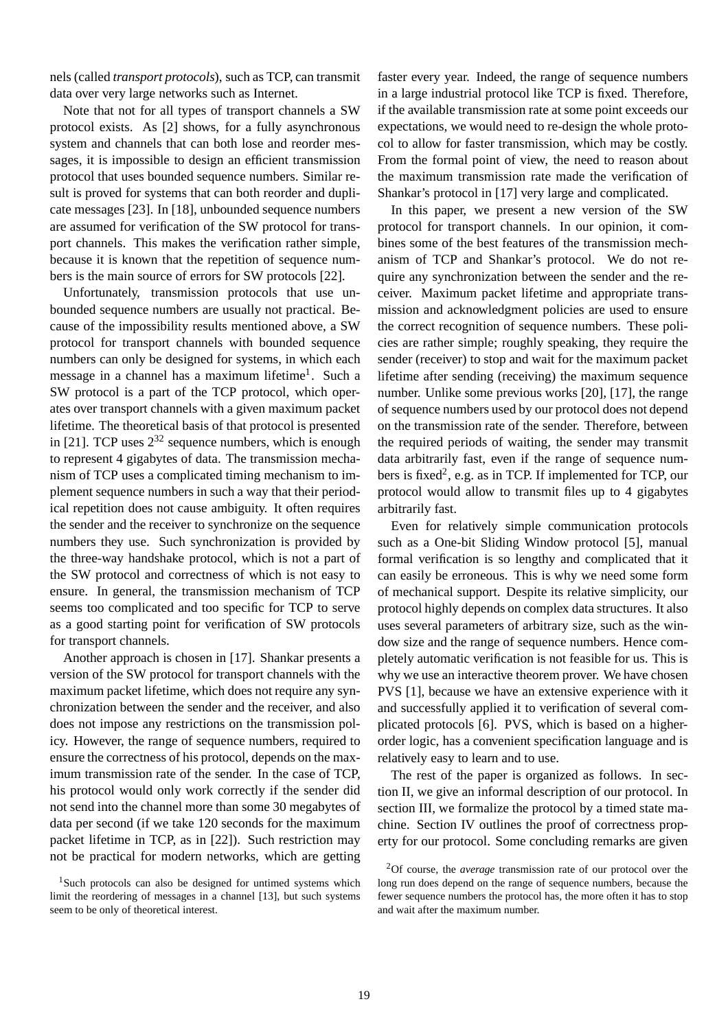nels (called *transport protocols*), such as TCP, can transmit data over very large networks such as Internet.

Note that not for all types of transport channels a SW protocol exists. As [2] shows, for a fully asynchronous system and channels that can both lose and reorder messages, it is impossible to design an efficient transmission protocol that uses bounded sequence numbers. Similar result is proved for systems that can both reorder and duplicate messages [23]. In [18], unbounded sequence numbers are assumed for verification of the SW protocol for transport channels. This makes the verification rather simple, because it is known that the repetition of sequence numbers is the main source of errors for SW protocols [22].

Unfortunately, transmission protocols that use unbounded sequence numbers are usually not practical. Because of the impossibility results mentioned above, a SW protocol for transport channels with bounded sequence numbers can only be designed for systems, in which each message in a channel has a maximum lifetime[1]. Such a SW protocol is a part of the TCP protocol, which operates over transport channels with a given maximum packet lifetime. The theoretical basis of that protocol is presented in [21]. TCP uses $2^{32}$ sequence numbers, which is enough to represent 4 gigabytes of data. The transmission mechanism of TCP uses a complicated timing mechanism to implement sequence numbers in such a way that their periodical repetition does not cause ambiguity. It often requires the sender and the receiver to synchronize on the sequence numbers they use. Such synchronization is provided by the three-way handshake protocol, which is not a part of the SW protocol and correctness of which is not easy to ensure. In general, the transmission mechanism of TCP seems too complicated and too specific for TCP to serve as a good starting point for verification of SW protocols for transport channels.

Another approach is chosen in [17]. Shankar presents a version of the SW protocol for transport channels with the maximum packet lifetime, which does not require any synchronization between the sender and the receiver, and also does not impose any restrictions on the transmission policy. However, the range of sequence numbers, required to ensure the correctness of his protocol, depends on the maximum transmission rate of the sender. In the case of TCP, his protocol would only work correctly if the sender did not send into the channel more than some 30 megabytes of data per second (if we take 120 seconds for the maximum packet lifetime in TCP, as in [22]). Such restriction may not be practical for modern networks, which are getting faster every year. Indeed, the range of sequence numbers in a large industrial protocol like TCP is fixed. Therefore, if the available transmission rate at some point exceeds our expectations, we would need to re-design the whole protocol to allow for faster transmission, which may be costly. From the formal point of view, the need to reason about the maximum transmission rate made the verification of Shankar's protocol in [17] very large and complicated.

In this paper, we present a new version of the SW protocol for transport channels. In our opinion, it combines some of the best features of the transmission mechanism of TCP and Shankar's protocol. We do not require any synchronization between the sender and the receiver. Maximum packet lifetime and appropriate transmission and acknowledgment policies are used to ensure the correct recognition of sequence numbers. These policies are rather simple; roughly speaking, they require the sender (receiver) to stop and wait for the maximum packet lifetime after sending (receiving) the maximum sequence number. Unlike some previous works [20], [17], the range of sequence numbers used by our protocol does not depend on the transmission rate of the sender. Therefore, between the required periods of waiting, the sender may transmit data arbitrarily fast, even if the range of sequence numbers is fixed[2], e.g. as in TCP. If implemented for TCP, our protocol would allow to transmit files up to 4 gigabytes arbitrarily fast.

Even for relatively simple communication protocols such as a One-bit Sliding Window protocol [5], manual formal verification is so lengthy and complicated that it can easily be erroneous. This is why we need some form of mechanical support. Despite its relative simplicity, our protocol highly depends on complex data structures. It also uses several parameters of arbitrary size, such as the window size and the range of sequence numbers. Hence completely automatic verification is not feasible for us. This is why we use an interactive theorem prover. We have chosen PVS [1], because we have an extensive experience with it and successfully applied it to verification of several complicated protocols [6]. PVS, which is based on a higher-order logic, has a convenient specification language and is relatively easy to learn and to use.

The rest of the paper is organized as follows. In section II, we give an informal description of our protocol. In section III, we formalize the protocol by a timed state machine. Section IV outlines the proof of correctness property for our protocol. Some concluding remarks are given

[1] Such protocols can also be designed for untimed systems which limit the reordering of messages in a channel [13], but such systems seem to be only of theoretical interest.

[2] Of course, the *average* transmission rate of our protocol over the long run does depend on the range of sequence numbers, because the fewer sequence numbers the protocol has, the more often it has to stop and wait after the maximum number.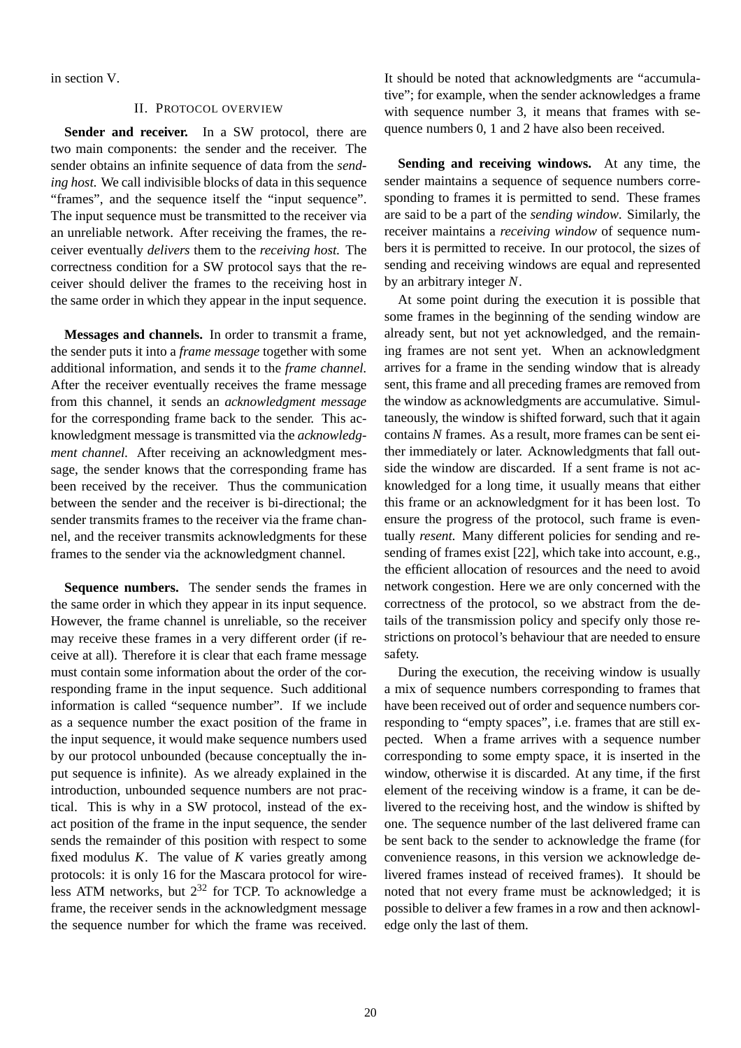in section V.

## II. Protocol overview

**Sender and receiver.** In a SW protocol, there are two main components: the sender and the receiver. The sender obtains an infinite sequence of data from the *sending host.* We call indivisible blocks of data in this sequence "frames", and the sequence itself the "input sequence". The input sequence must be transmitted to the receiver via an unreliable network. After receiving the frames, the receiver eventually *delivers* them to the *receiving host.* The correctness condition for a SW protocol says that the receiver should deliver the frames to the receiving host in the same order in which they appear in the input sequence.

**Messages and channels.** In order to transmit a frame, the sender puts it into a *frame message* together with some additional information, and sends it to the *frame channel.* After the receiver eventually receives the frame message from this channel, it sends an *acknowledgment message* for the corresponding frame back to the sender. This acknowledgment message is transmitted via the *acknowledgment channel.* After receiving an acknowledgment message, the sender knows that the corresponding frame has been received by the receiver. Thus the communication between the sender and the receiver is bi-directional; the sender transmits frames to the receiver via the frame channel, and the receiver transmits acknowledgments for these frames to the sender via the acknowledgment channel.

**Sequence numbers.** The sender sends the frames in the same order in which they appear in its input sequence. However, the frame channel is unreliable, so the receiver may receive these frames in a very different order (if receive at all). Therefore it is clear that each frame message must contain some information about the order of the corresponding frame in the input sequence. Such additional information is called "sequence number". If we include as a sequence number the exact position of the frame in the input sequence, it would make sequence numbers used by our protocol unbounded (because conceptually the input sequence is infinite). As we already explained in the introduction, unbounded sequence numbers are not practical. This is why in a SW protocol, instead of the exact position of the frame in the input sequence, the sender sends the remainder of this position with respect to some fixed modulus $K$. The value of $K$ varies greatly among protocols: it is only 16 for the Mascara protocol for wireless ATM networks, but $2^{32}$ for TCP. To acknowledge a frame, the receiver sends in the acknowledgment message the sequence number for which the frame was received. It should be noted that acknowledgments are "accumulative"; for example, when the sender acknowledges a frame with sequence number 3, it means that frames with sequence numbers 0, 1 and 2 have also been received.

**Sending and receiving windows.** At any time, the sender maintains a sequence of sequence numbers corresponding to frames it is permitted to send. These frames are said to be a part of the *sending window.* Similarly, the receiver maintains a *receiving window* of sequence numbers it is permitted to receive. In our protocol, the sizes of sending and receiving windows are equal and represented by an arbitrary integer $N$.

At some point during the execution it is possible that some frames in the beginning of the sending window are already sent, but not yet acknowledged, and the remaining frames are not sent yet. When an acknowledgment arrives for a frame in the sending window that is already sent, this frame and all preceding frames are removed from the window as acknowledgments are accumulative. Simultaneously, the window is shifted forward, such that it again contains $N$ frames. As a result, more frames can be sent either immediately or later. Acknowledgments that fall outside the window are discarded. If a sent frame is not acknowledged for a long time, it usually means that either this frame or an acknowledgment for it has been lost. To ensure the progress of the protocol, such frame is eventually *resent.* Many different policies for sending and resending of frames exist [22], which take into account, e.g., the efficient allocation of resources and the need to avoid network congestion. Here we are only concerned with the correctness of the protocol, so we abstract from the details of the transmission policy and specify only those restrictions on protocol's behaviour that are needed to ensure safety.

During the execution, the receiving window is usually a mix of sequence numbers corresponding to frames that have been received out of order and sequence numbers corresponding to "empty spaces", i.e. frames that are still expected. When a frame arrives with a sequence number corresponding to some empty space, it is inserted in the window, otherwise it is discarded. At any time, if the first element of the receiving window is a frame, it can be delivered to the receiving host, and the window is shifted by one. The sequence number of the last delivered frame can be sent back to the sender to acknowledge the frame (for convenience reasons, in this version we acknowledge delivered frames instead of received frames). It should be noted that not every frame must be acknowledged; it is possible to deliver a few frames in a row and then acknowledge only the last of them.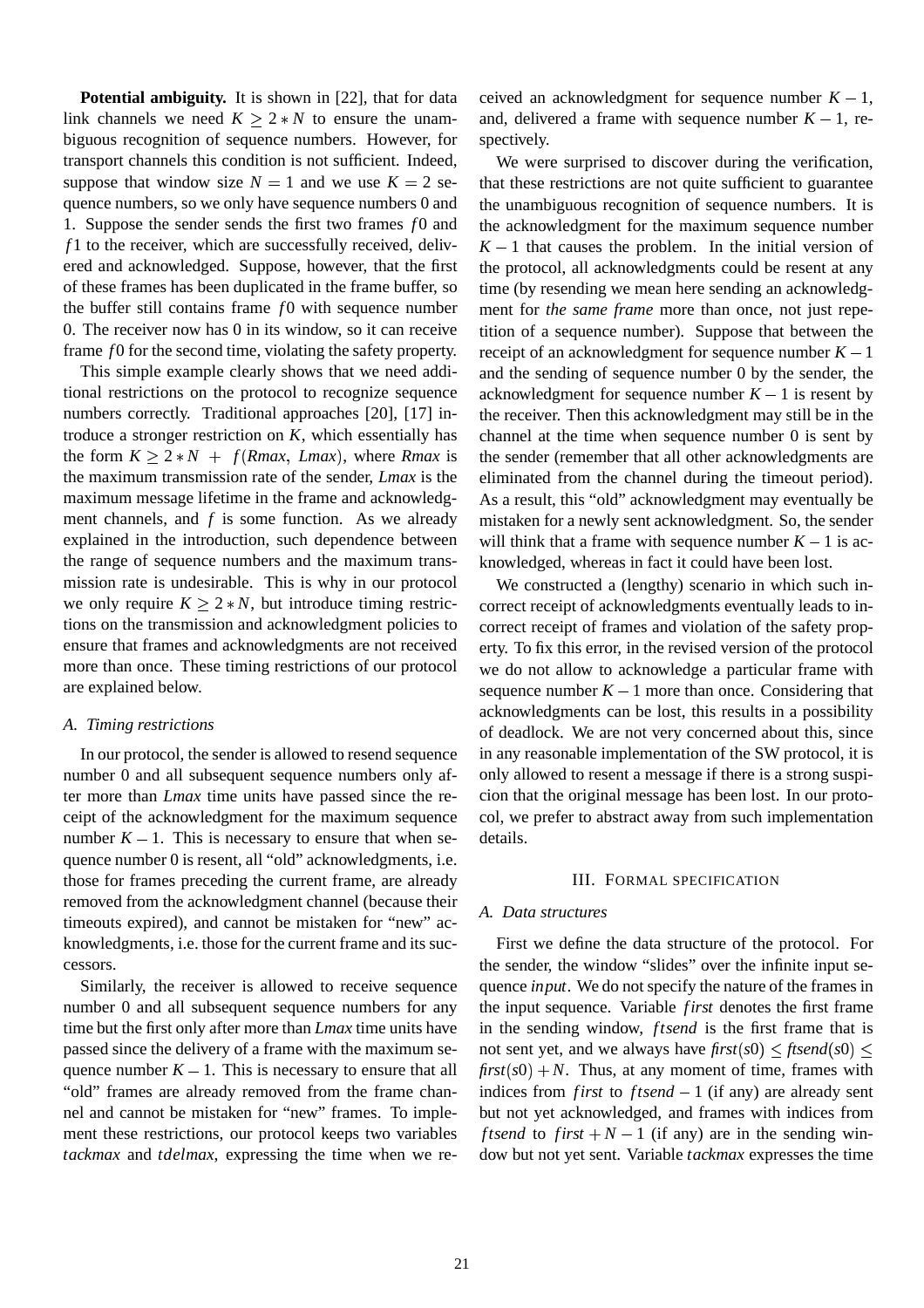**Potential ambiguity.** It is shown in [22], that for data link channels we need $K \geq 2 * N$ to ensure the unambiguous recognition of sequence numbers. However, for transport channels this condition is not sufficient. Indeed, suppose that window size $N = 1$ and we use $K = 2$ sequence numbers, so we only have sequence numbers 0 and 1. Suppose the sender sends the first two frames $f0$ and $f1$ to the receiver, which are successfully received, delivered and acknowledged. Suppose, however, that the first of these frames has been duplicated in the frame buffer, so the buffer still contains frame $f0$ with sequence number 0. The receiver now has 0 in its window, so it can receive frame $f0$ for the second time, violating the safety property.

This simple example clearly shows that we need additional restrictions on the protocol to recognize sequence numbers correctly. Traditional approaches [20], [17] introduce a stronger restriction on $K$, which essentially has the form $K \geq 2 * N + f(Rmax, Lmax)$, where *Rmax* is the maximum transmission rate of the sender, *Lmax* is the maximum message lifetime in the frame and acknowledgment channels, and $f$ is some function. As we already explained in the introduction, such dependence between the range of sequence numbers and the maximum transmission rate is undesirable. This is why in our protocol we only require $K \geq 2 * N$, but introduce timing restrictions on the transmission and acknowledgment policies to ensure that frames and acknowledgments are not received more than once. These timing restrictions of our protocol are explained below.

### A. Timing restrictions

In our protocol, the sender is allowed to resend sequence number 0 and all subsequent sequence numbers only after more than *Lmax* time units have passed since the receipt of the acknowledgment for the maximum sequence number $K - 1$. This is necessary to ensure that when sequence number 0 is resent, all "old" acknowledgments, i.e. those for frames preceding the current frame, are already removed from the acknowledgment channel (because their timeouts expired), and cannot be mistaken for "new" acknowledgments, i.e. those for the current frame and its successors.

Similarly, the receiver is allowed to receive sequence number 0 and all subsequent sequence numbers for any time but the first only after more than *Lmax* time units have passed since the delivery of a frame with the maximum sequence number $K - 1$. This is necessary to ensure that all "old" frames are already removed from the frame channel and cannot be mistaken for "new" frames. To implement these restrictions, our protocol keeps two variables *tackmax* and *tdelmax*, expressing the time when we received an acknowledgment for sequence number $K - 1$, and, delivered a frame with sequence number $K - 1$, respectively.

We were surprised to discover during the verification, that these restrictions are not quite sufficient to guarantee the unambiguous recognition of sequence numbers. It is the acknowledgment for the maximum sequence number $K - 1$ that causes the problem. In the initial version of the protocol, all acknowledgments could be resent at any time (by resending we mean here sending an acknowledgment for *the same frame* more than once, not just repetition of a sequence number). Suppose that between the receipt of an acknowledgment for sequence number $K - 1$ and the sending of sequence number 0 by the sender, the acknowledgment for sequence number $K - 1$ is resent by the receiver. Then this acknowledgment may still be in the channel at the time when sequence number 0 is sent by the sender (remember that all other acknowledgments are eliminated from the channel during the timeout period). As a result, this "old" acknowledgment may eventually be mistaken for a newly sent acknowledgment. So, the sender will think that a frame with sequence number $K - 1$ is acknowledged, whereas in fact it could have been lost.

We constructed a (lengthy) scenario in which such incorrect receipt of acknowledgments eventually leads to incorrect receipt of frames and violation of the safety property. To fix this error, in the revised version of the protocol we do not allow to acknowledge a particular frame with sequence number $K - 1$ more than once. Considering that acknowledgments can be lost, this results in a possibility of deadlock. We are not very concerned about this, since in any reasonable implementation of the SW protocol, it is only allowed to resent a message if there is a strong suspicion that the original message has been lost. In our protocol, we prefer to abstract away from such implementation details.

## III. Formal specification

### A. Data structures

First we define the data structure of the protocol. For the sender, the window "slides" over the infinite input sequence *input*. We do not specify the nature of the frames in the input sequence. Variable *first* denotes the first frame in the sending window, *ftsend* is the first frame that is not sent yet, and we always have $first(s0) \leq ftsend(s0) \leq first(s0) + N$. Thus, at any moment of time, frames with indices from *first* to $ftsend - 1$ (if any) are already sent but not yet acknowledged, and frames with indices from *ftsend* to $first + N - 1$ (if any) are in the sending window but not yet sent. Variable *tackmax* expresses the time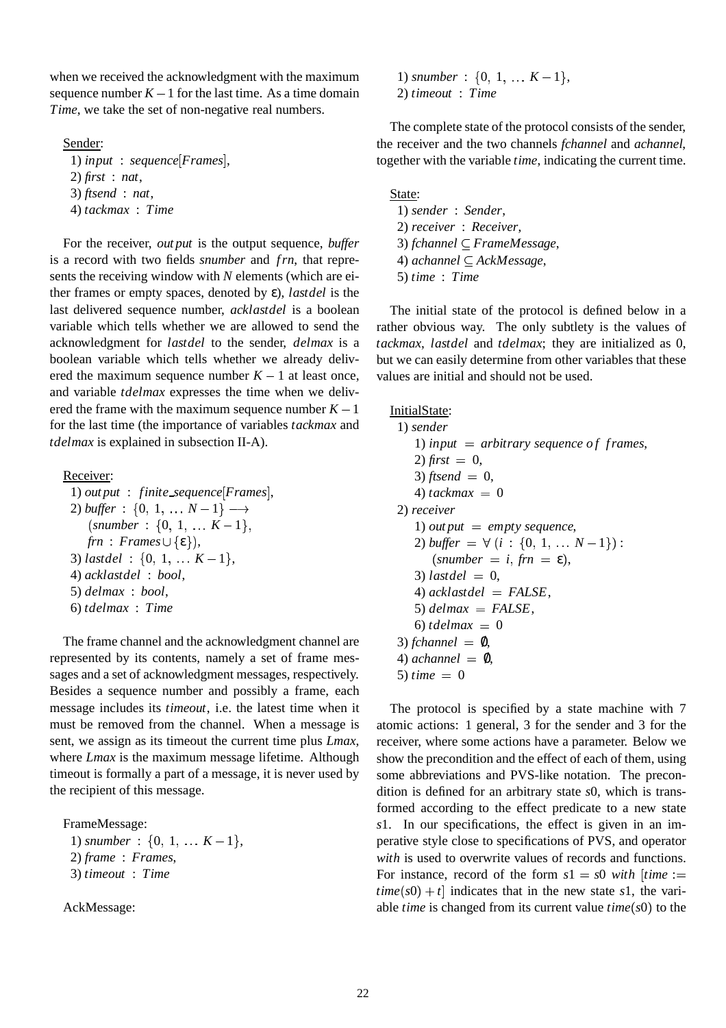when we received the acknowledgment with the maximum sequence number $K-1$ for the last time. As a time domain *Time*, we take the set of non-negative real numbers.

Sender:
1) $input\ :\ sequence[Frames]$,
2) $first\ :\ nat$,
3) $ftsend\ :\ nat$,
4) $tackmax\ :\ Time$

For the receiver, *output* is the output sequence, *buffer* is a record with two fields *snumber* and *frn*, that represents the receiving window with $N$ elements (which are either frames or empty spaces, denoted by $\varepsilon$), *lastdel* is the last delivered sequence number, *acklastdel* is a boolean variable which tells whether we are allowed to send the acknowledgment for *lastdel* to the sender, *delmax* is a boolean variable which tells whether we already delivered the maximum sequence number $K-1$ at least once, and variable *tdelmax* expresses the time when we delivered the frame with the maximum sequence number $K-1$ for the last time (the importance of variables *tackmax* and *tdelmax* is explained in subsection II-A).

Receiver:
1) $output\ :\ finite\_sequence[Frames]$,
2) $buffer\ :\ \{0,\ 1,\ \ldots\ N-1\} \longrightarrow$
$(snumber\ :\ \{0,\ 1,\ \ldots\ K-1\},$
$frn\ :\ Frames \cup \{\varepsilon\})$,
3) $lastdel\ :\ \{0,\ 1,\ \ldots\ K-1\}$,
4) $acklastdel\ :\ bool$,
5) $delmax\ :\ bool$,
6) $tdelmax\ :\ Time$

The frame channel and the acknowledgment channel are represented by its contents, namely a set of frame messages and a set of acknowledgment messages, respectively. Besides a sequence number and possibly a frame, each message includes its *timeout*, i.e. the latest time when it must be removed from the channel. When a message is sent, we assign as its timeout the current time plus *Lmax*, where *Lmax* is the maximum message lifetime. Although timeout is formally a part of a message, it is never used by the recipient of this message.

FrameMessage:
1) $snumber\ :\ \{0,\ 1,\ \ldots\ K-1\}$,
2) $frame\ :\ Frames$,
3) $timeout\ :\ Time$

AckMessage:
1) $snumber\ :\ \{0,\ 1,\ \ldots\ K-1\}$,
2) $timeout\ :\ Time$

The complete state of the protocol consists of the sender, the receiver and the two channels *fchannel* and *achannel*, together with the variable *time*, indicating the current time.

State:
1) $sender\ :\ Sender$,
2) $receiver\ :\ Receiver$,
3) $fchannel \subseteq FrameMessage$,
4) $achannel \subseteq AckMessage$,
5) $time\ :\ Time$

The initial state of the protocol is defined below in a rather obvious way. The only subtlety is the values of *tackmax*, *lastdel* and *tdelmax*; they are initialized as 0, but we can easily determine from other variables that these values are initial and should not be used.

InitialState:
1) *sender*
   1) $input\ =\ arbitrary\ sequence\ of\ frames$,
   2) $first\ =\ 0$,
   3) $ftsend\ =\ 0$,
   4) $tackmax\ =\ 0$
2) *receiver*
   1) $output\ =\ empty\ sequence$,
   2) $buffer\ =\ \forall\ (i\ :\ \{0,\ 1,\ \ldots\ N-1\}):$
      $(snumber\ =\ i,\ frn\ =\ \varepsilon)$,
   3) $lastdel\ =\ 0$,
   4) $acklastdel\ =\ FALSE$,
   5) $delmax\ =\ FALSE$,
   6) $tdelmax\ =\ 0$
3) $fchannel\ =\ \emptyset$,
4) $achannel\ =\ \emptyset$,
5) $time\ =\ 0$

The protocol is specified by a state machine with 7 atomic actions: 1 general, 3 for the sender and 3 for the receiver, where some actions have a parameter. Below we show the precondition and the effect of each of them, using some abbreviations and PVS-like notation. The precondition is defined for an arbitrary state $s0$, which is transformed according to the effect predicate to a new state $s1$. In our specifications, the effect is given in an imperative style close to specifications of PVS, and operator *with* is used to overwrite values of records and functions. For instance, record of the form $s1 = s0\ with\ [time := time(s0) + t]$ indicates that in the new state $s1$, the variable *time* is changed from its current value $time(s0)$ to the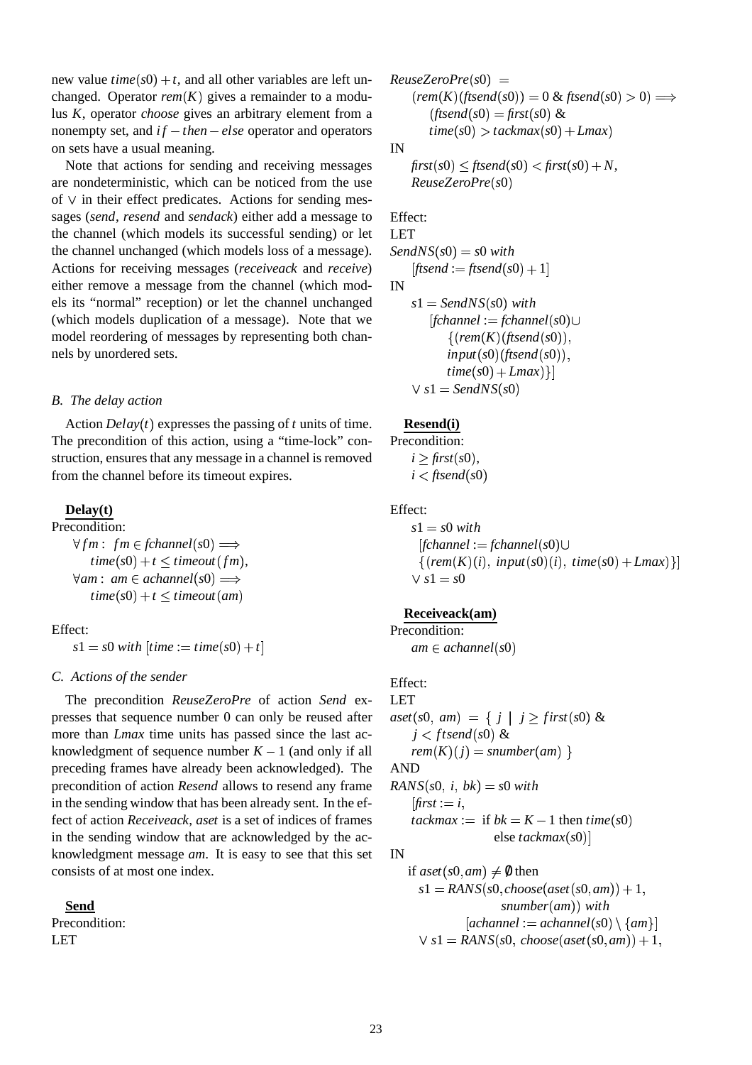new value $time(s0)+t$, and all other variables are left unchanged. Operator $rem(K)$ gives a remainder to a modulus $K$, operator *choose* gives an arbitrary element from a nonempty set, and $if-then-else$ operator and operators on sets have a usual meaning.

Note that actions for sending and receiving messages are nondeterministic, which can be noticed from the use of $\vee$ in their effect predicates. Actions for sending messages (*send*, *resend* and *sendack*) either add a message to the channel (which models its successful sending) or let the channel unchanged (which models loss of a message). Actions for receiving messages (*receiveack* and *receive*) either remove a message from the channel (which models its "normal" reception) or let the channel unchanged (which models duplication of a message). Note that we model reordering of messages by representing both channels by unordered sets.

### B. The delay action

Action $Delay(t)$ expresses the passing of $t$ units of time. The precondition of this action, using a "time-lock" construction, ensures that any message in a channel is removed from the channel before its timeout expires.

**Delay(t)**

Precondition:

$\forall fm:\ fm \in fchannel(s0) \Longrightarrow$
$\quad time(s0)+t \leq timeout(fm),$
$\forall am:\ am \in achannel(s0) \Longrightarrow$
$\quad time(s0)+t \leq timeout(am)$

Effect:

$s1 = s0\ with\ [time := time(s0)+t]$

### C. Actions of the sender

The precondition *ReuseZeroPre* of action *Send* expresses that sequence number 0 can only be reused after more than *Lmax* time units has passed since the last acknowledgment of sequence number $K-1$ (and only if all preceding frames have already been acknowledged). The precondition of action *Resend* allows to resend any frame in the sending window that has been already sent. In the effect of action *Receiveack*, *aset* is a set of indices of frames in the sending window that are acknowledged by the acknowledgment message *am*. It is easy to see that this set consists of at most one index.

**Send**

Precondition:

LET

$ReuseZeroPre(s0)\ =$
$\quad (rem(K)(ftsend(s0)) = 0\ \&\ ftsend(s0) > 0) \Longrightarrow$
$\qquad (ftsend(s0) = first(s0)\ \&$
$\qquad time(s0) > tackmax(s0) + Lmax)$

IN

$first(s0) \leq ftsend(s0) < first(s0)+N,$
$ReuseZeroPre(s0)$

Effect:

LET

$SendNS(s0) = s0\ with$
$\quad [ftsend := ftsend(s0)+1]$

IN

$s1 = SendNS(s0)\ with$
$\quad [fchannel := fchannel(s0) \cup$
$\qquad \{(rem(K)(ftsend(s0)),$
$\qquad input(s0)(ftsend(s0)),$
$\qquad time(s0)+Lmax)\}]$
$\vee\ s1 = SendNS(s0)$

**Resend(i)**

Precondition:

$i \geq first(s0),$
$i < ftsend(s0)$

Effect:

$s1 = s0\ with$
$\quad [fchannel := fchannel(s0) \cup$
$\quad \{(rem(K)(i),\ input(s0)(i),\ time(s0)+Lmax)\}]$
$\vee\ s1 = s0$

**Receiveack(am)**

Precondition:

$am \in achannel(s0)$

Effect:

LET

$aset(s0,\ am)\ =\ \{\ j\ \mid\ j \geq first(s0)\ \&$
$\quad j < ftsend(s0)\ \&$
$\quad rem(K)(j) = snumber(am)\ \}$

AND

$RANS(s0,\ i,\ bk) = s0\ with$
$\quad [first := i,$
$\quad tackmax :=$ if $bk = K-1$ then $time(s0)$
$\qquad\qquad$ else $tackmax(s0)]$

IN

if $aset(s0,am) \neq \emptyset$ then
$\quad s1 = RANS(s0, choose(aset(s0,am))+1,$
$\qquad\qquad snumber(am))\ with$
$\qquad [achannel := achannel(s0) \setminus \{am\}]$
$\quad \vee\ s1 = RANS(s0,\ choose(aset(s0,am))+1,$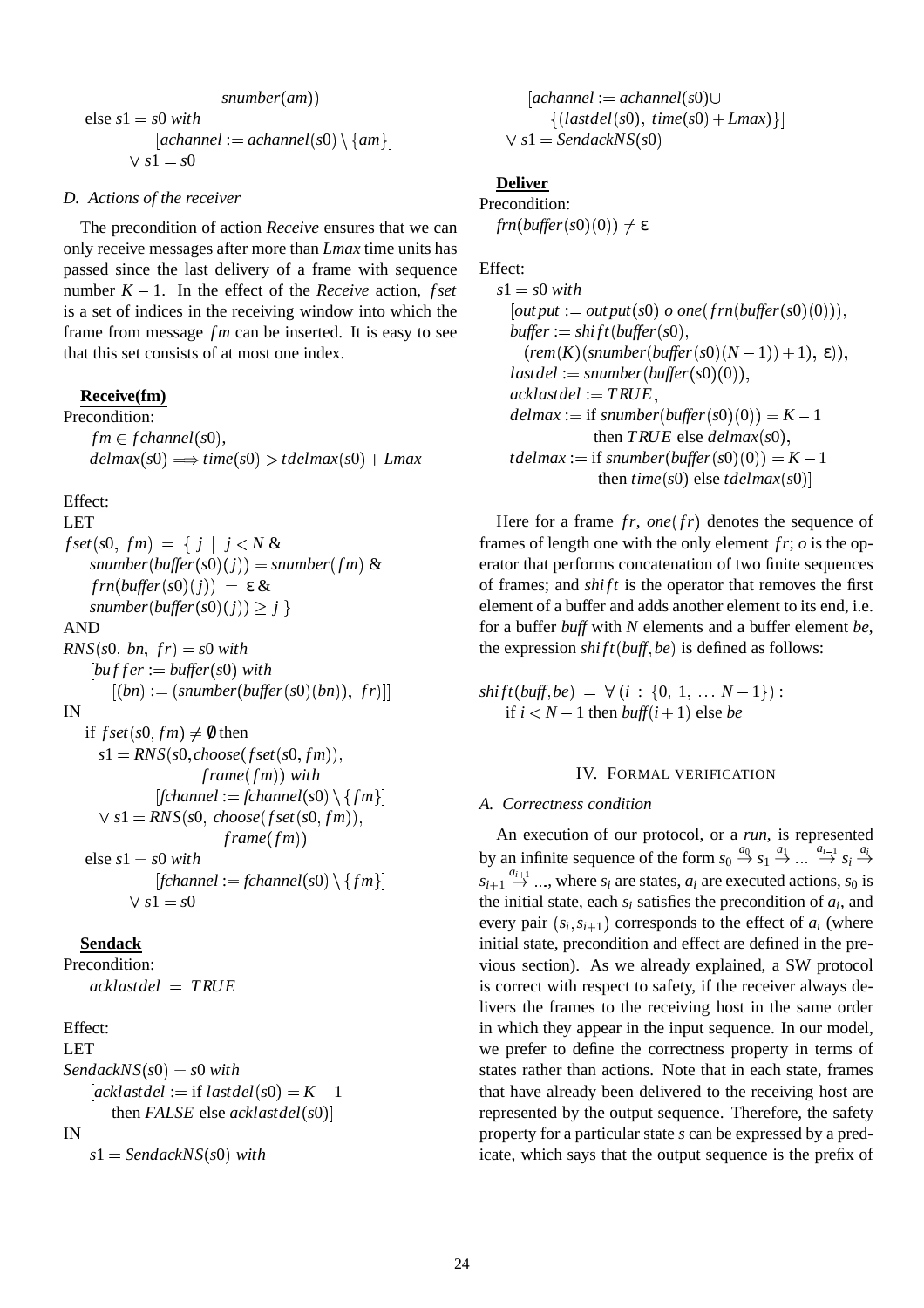$snumber(am))$

else $s1 = s0$ *with*
$[achannel := achannel(s0) \setminus \{am\}]$
$\vee\ s1 = s0$

### D. Actions of the receiver

The precondition of action *Receive* ensures that we can only receive messages after more than *Lmax* time units has passed since the last delivery of a frame with sequence number $K-1$. In the effect of the *Receive* action, *fset* is a set of indices in the receiving window into which the frame from message *fm* can be inserted. It is easy to see that this set consists of at most one index.

**Receive(fm)**

Precondition:
$fm \in fchannel(s0)$,
$delmax(s0) \Longrightarrow time(s0) > tdelmax(s0) + Lmax$

Effect:
LET
$fset(s0,\ fm) = \{\ j\ |\ j < N\ \&$
$snumber(buffer(s0)(j)) = snumber(fm)\ \&$
$frn(buffer(s0)(j)) = \varepsilon\ \&$
$snumber(buffer(s0)(j)) \geq j\ \}$
AND
$RNS(s0,\ bn,\ fr) = s0$ *with*
$[buffer := buffer(s0)$ *with*
$[(bn) := (snumber(buffer(s0)(bn)),\ fr)]]$
IN
if $fset(s0, fm) \neq \emptyset$ then
$s1 = RNS(s0, choose(fset(s0, fm)),$
$frame(fm))$ *with*
$[fchannel := fchannel(s0) \setminus \{fm\}]$
$\vee\ s1 = RNS(s0,\ choose(fset(s0, fm)),$
$frame(fm))$
else $s1 = s0$ *with*
$[fchannel := fchannel(s0) \setminus \{fm\}]$
$\vee\ s1 = s0$

**Sendack**

Precondition:
$acklastdel\ =\ TRUE$

Effect:
LET
$SendackNS(s0) = s0$ *with*
$[acklastdel :=$ if $lastdel(s0) = K-1$
then $FALSE$ else $acklastdel(s0)]$
IN
$s1 = SendackNS(s0)$ *with*
$[achannel := achannel(s0) \cup$
$\{(lastdel(s0),\ time(s0) + Lmax)\}]$
$\vee\ s1 = SendackNS(s0)$

**Deliver**

Precondition:
$frn(buffer(s0)(0)) \neq \varepsilon$

Effect:
$s1 = s0$ *with*
$[output := output(s0)\ o\ one(frn(buffer(s0)(0)))$,
$buffer := shift(buffer(s0),$
$(rem(K)(snumber(buffer(s0)(N-1)) + 1),\ \varepsilon))$,
$lastdel := snumber(buffer(s0)(0))$,
$acklastdel := TRUE$,
$delmax :=$ if $snumber(buffer(s0)(0)) = K-1$
then $TRUE$ else $delmax(s0)$,
$tdelmax :=$ if $snumber(buffer(s0)(0)) = K-1$
then $time(s0)$ else $tdelmax(s0)]$

Here for a frame $fr$, $one(fr)$ denotes the sequence of frames of length one with the only element $fr$; $o$ is the operator that performs concatenation of two finite sequences of frames; and $shift$ is the operator that removes the first element of a buffer and adds another element to its end, i.e. for a buffer *buff* with $N$ elements and a buffer element *be*, the expression $shift(buff, be)$ is defined as follows:

$$shift(buff, be)\ =\ \forall\,(i\ :\ \{0,\ 1,\ \dots\ N-1\}):$$
$$\text{if } i < N-1 \text{ then } buff(i+1) \text{ else } be$$

## IV. Formal verification

### A. Correctness condition

An execution of our protocol, or a *run*, is represented by an infinite sequence of the form $s_0 \overset{a_0}{\to} s_1 \overset{a_1}{\to} \dots \overset{a_{i-1}}{\to} s_i \overset{a_i}{\to} s_{i+1} \overset{a_{i+1}}{\to} \dots$, where $s_i$ are states, $a_i$ are executed actions, $s_0$ is the initial state, each $s_i$ satisfies the precondition of $a_i$, and every pair $(s_i, s_{i+1})$ corresponds to the effect of $a_i$ (where initial state, precondition and effect are defined in the previous section). As we already explained, a SW protocol is correct with respect to safety, if the receiver always delivers the frames to the receiving host in the same order in which they appear in the input sequence. In our model, we prefer to define the correctness property in terms of states rather than actions. Note that in each state, frames that have already been delivered to the receiving host are represented by the output sequence. Therefore, the safety property for a particular state $s$ can be expressed by a predicate, which says that the output sequence is the prefix of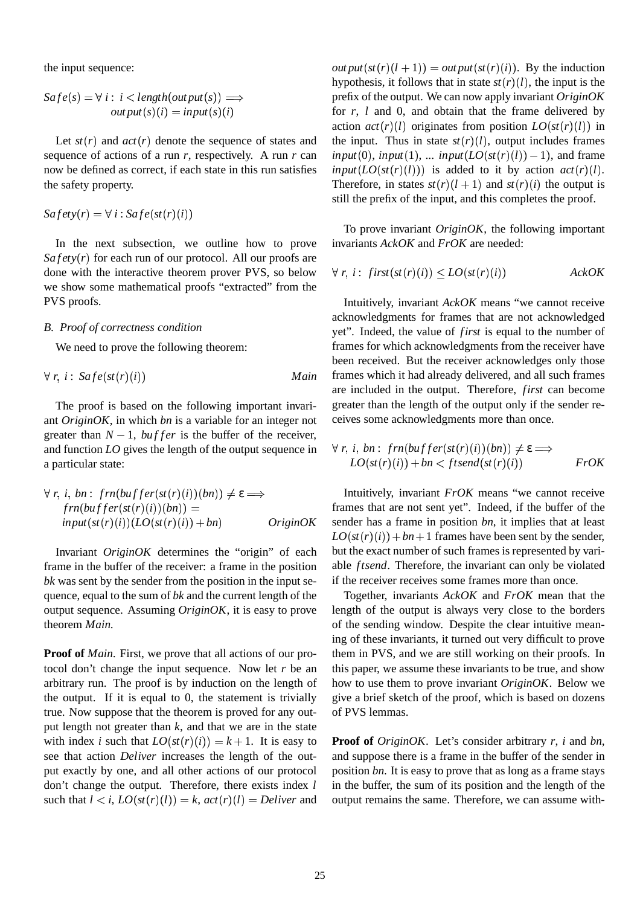the input sequence:

$$Safe(s) = \forall\, i:\ i < length(output(s)) \Longrightarrow output(s)(i) = input(s)(i)$$

Let $st(r)$ and $act(r)$ denote the sequence of states and sequence of actions of a run $r$, respectively. A run $r$ can now be defined as correct, if each state in this run satisfies the safety property.

$$Safety(r) = \forall\, i : Safe(st(r)(i))$$

In the next subsection, we outline how to prove $Safety(r)$ for each run of our protocol. All our proofs are done with the interactive theorem prover PVS, so below we show some mathematical proofs "extracted" from the PVS proofs.

### *B. Proof of correctness condition*

We need to prove the following theorem:

$$\forall\, r,\ i:\ Safe(st(r)(i)) \qquad\qquad Main$$

The proof is based on the following important invariant *OriginOK*, in which *bn* is a variable for an integer not greater than $N-1$, *buffer* is the buffer of the receiver, and function *LO* gives the length of the output sequence in a particular state:

$$\forall\, r,\ i,\ bn:\ frn(buffer(st(r)(i))(bn)) \neq \varepsilon \Longrightarrow frn(buffer(st(r)(i))(bn)) = input(st(r)(i))(LO(st(r)(i)) + bn) \qquad OriginOK$$

Invariant *OriginOK* determines the "origin" of each frame in the buffer of the receiver: a frame in the position *bk* was sent by the sender from the position in the input sequence, equal to the sum of *bk* and the current length of the output sequence. Assuming *OriginOK*, it is easy to prove theorem *Main*.

**Proof of** *Main.* First, we prove that all actions of our protocol don't change the input sequence. Now let $r$ be an arbitrary run. The proof is by induction on the length of the output. If it is equal to 0, the statement is trivially true. Now suppose that the theorem is proved for any output length not greater than $k$, and that we are in the state with index $i$ such that $LO(st(r)(i)) = k+1$. It is easy to see that action *Deliver* increases the length of the output exactly by one, and all other actions of our protocol don't change the output. Therefore, there exists index $l$ such that $l < i$, $LO(st(r)(l)) = k$, $act(r)(l) = Deliver$ and $output(st(r)(l+1)) = output(st(r)(i))$. By the induction hypothesis, it follows that in state $st(r)(l)$, the input is the prefix of the output. We can now apply invariant *OriginOK* for $r$, $l$ and 0, and obtain that the frame delivered by action $act(r)(l)$ originates from position $LO(st(r)(l))$ in the input. Thus in state $st(r)(l)$, output includes frames $input(0)$, $input(1)$, ... $input(LO(st(r)(l))-1)$, and frame $input(LO(st(r)(l)))$ is added to it by action $act(r)(l)$. Therefore, in states $st(r)(l+1)$ and $st(r)(i)$ the output is still the prefix of the input, and this completes the proof.

To prove invariant *OriginOK*, the following important invariants *AckOK* and *FrOK* are needed:

$$\forall\, r,\ i:\ first(st(r)(i)) \leq LO(st(r)(i)) \qquad\qquad AckOK$$

Intuitively, invariant *AckOK* means "we cannot receive acknowledgments for frames that are not acknowledged yet". Indeed, the value of *first* is equal to the number of frames for which acknowledgments from the receiver have been received. But the receiver acknowledges only those frames which it had already delivered, and all such frames are included in the output. Therefore, *first* can become greater than the length of the output only if the sender receives some acknowledgments more than once.

$$\forall\, r,\ i,\ bn:\ frn(buffer(st(r)(i))(bn)) \neq \varepsilon \Longrightarrow LO(st(r)(i)) + bn < ftsend(st(r)(i)) \qquad FrOK$$

Intuitively, invariant *FrOK* means "we cannot receive frames that are not sent yet". Indeed, if the buffer of the sender has a frame in position *bn*, it implies that at least $LO(st(r)(i)) + bn + 1$ frames have been sent by the sender, but the exact number of such frames is represented by variable *ftsend*. Therefore, the invariant can only be violated if the receiver receives some frames more than once.

Together, invariants *AckOK* and *FrOK* mean that the length of the output is always very close to the borders of the sending window. Despite the clear intuitive meaning of these invariants, it turned out very difficult to prove them in PVS, and we are still working on their proofs. In this paper, we assume these invariants to be true, and show how to use them to prove invariant *OriginOK*. Below we give a brief sketch of the proof, which is based on dozens of PVS lemmas.

**Proof of** *OriginOK*. Let's consider arbitrary $r$, $i$ and *bn*, and suppose there is a frame in the buffer of the sender in position *bn*. It is easy to prove that as long as a frame stays in the buffer, the sum of its position and the length of the output remains the same. Therefore, we can assume with-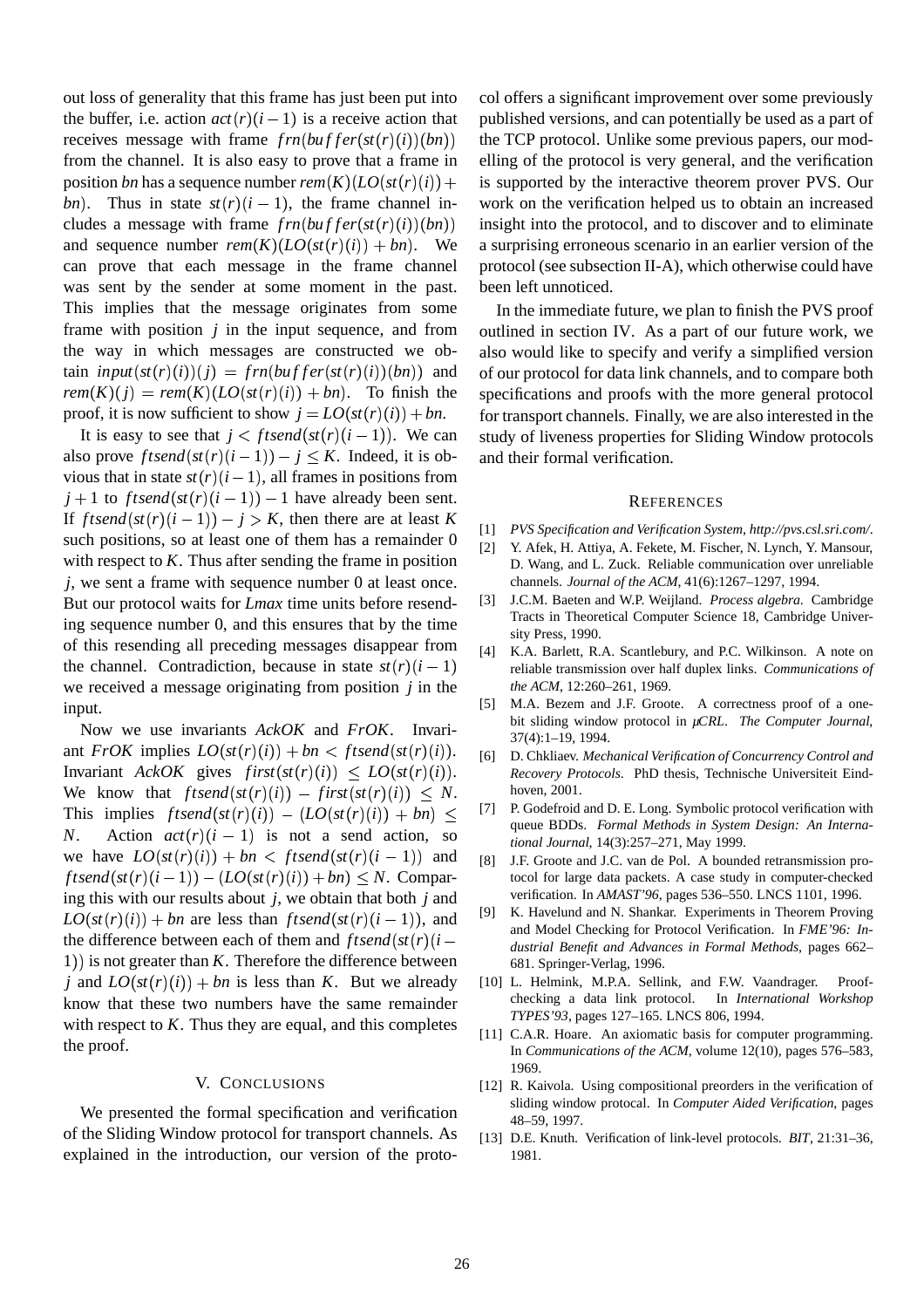out loss of generality that this frame has just been put into the buffer, i.e. action $act(r)(i-1)$ is a receive action that receives message with frame $frn(buffer(st(r)(i))(bn))$ from the channel. It is also easy to prove that a frame in position $bn$ has a sequence number $rem(K)(LO(st(r)(i))+bn)$. Thus in state $st(r)(i-1)$, the frame channel includes a message with frame $frn(buffer(st(r)(i))(bn))$ and sequence number $rem(K)(LO(st(r)(i))+bn)$. We can prove that each message in the frame channel was sent by the sender at some moment in the past. This implies that the message originates from some frame with position $j$ in the input sequence, and from the way in which messages are constructed we obtain $input(st(r)(i))(j) = frn(buffer(st(r)(i))(bn))$ and $rem(K)(j) = rem(K)(LO(st(r)(i))+bn)$. To finish the proof, it is now sufficient to show $j = LO(st(r)(i))+bn$.

It is easy to see that $j < ftsend(st(r)(i-1))$. We can also prove $ftsend(st(r)(i-1)) - j \leq K$. Indeed, it is obvious that in state $st(r)(i-1)$, all frames in positions from $j+1$ to $ftsend(st(r)(i-1))-1$ have already been sent. If $ftsend(st(r)(i-1)) - j > K$, then there are at least $K$ such positions, so at least one of them has a remainder 0 with respect to $K$. Thus after sending the frame in position $j$, we sent a frame with sequence number 0 at least once. But our protocol waits for *Lmax* time units before resending sequence number 0, and this ensures that by the time of this resending all preceding messages disappear from the channel. Contradiction, because in state $st(r)(i-1)$ we received a message originating from position $j$ in the input.

Now we use invariants *AckOK* and *FrOK*. Invariant *FrOK* implies $LO(st(r)(i)) + bn < ftsend(st(r)(i))$. Invariant *AckOK* gives $first(st(r)(i)) \leq LO(st(r)(i))$. We know that $ftsend(st(r)(i)) - first(st(r)(i)) \leq N$. This implies $ftsend(st(r)(i)) - (LO(st(r)(i)) + bn) \leq N$. Action $act(r)(i-1)$ is not a send action, so we have $LO(st(r)(i)) + bn < ftsend(st(r)(i-1))$ and $ftsend(st(r)(i-1)) - (LO(st(r)(i)) + bn) \leq N$. Comparing this with our results about $j$, we obtain that both $j$ and $LO(st(r)(i)) + bn$ are less than $ftsend(st(r)(i-1))$, and the difference between each of them and $ftsend(st(r)(i-1))$ is not greater than $K$. Therefore the difference between $j$ and $LO(st(r)(i)) + bn$ is less than $K$. But we already know that these two numbers have the same remainder with respect to $K$. Thus they are equal, and this completes the proof.

## V. Conclusions

We presented the formal specification and verification of the Sliding Window protocol for transport channels. As explained in the introduction, our version of the protocol offers a significant improvement over some previously published versions, and can potentially be used as a part of the TCP protocol. Unlike some previous papers, our modelling of the protocol is very general, and the verification is supported by the interactive theorem prover PVS. Our work on the verification helped us to obtain an increased insight into the protocol, and to discover and to eliminate a surprising erroneous scenario in an earlier version of the protocol (see subsection II-A), which otherwise could have been left unnoticed.

In the immediate future, we plan to finish the PVS proof outlined in section IV. As a part of our future work, we also would like to specify and verify a simplified version of our protocol for data link channels, and to compare both specifications and proofs with the more general protocol for transport channels. Finally, we are also interested in the study of liveness properties for Sliding Window protocols and their formal verification.

## References

[1] *PVS Specification and Verification System, http://pvs.csl.sri.com/.*

[2] Y. Afek, H. Attiya, A. Fekete, M. Fischer, N. Lynch, Y. Mansour, D. Wang, and L. Zuck. Reliable communication over unreliable channels. *Journal of the ACM*, 41(6):1267–1297, 1994.

[3] J.C.M. Baeten and W.P. Weijland. *Process algebra.* Cambridge Tracts in Theoretical Computer Science 18, Cambridge University Press, 1990.

[4] K.A. Barlett, R.A. Scantlebury, and P.C. Wilkinson. A note on reliable transmission over half duplex links. *Communications of the ACM*, 12:260–261, 1969.

[5] M.A. Bezem and J.F. Groote. A correctness proof of a one-bit sliding window protocol in *μCRL*. *The Computer Journal*, 37(4):1–19, 1994.

[6] D. Chkliaev. *Mechanical Verification of Concurrency Control and Recovery Protocols.* PhD thesis, Technische Universiteit Eindhoven, 2001.

[7] P. Godefroid and D. E. Long. Symbolic protocol verification with queue BDDs. *Formal Methods in System Design: An International Journal*, 14(3):257–271, May 1999.

[8] J.F. Groote and J.C. van de Pol. A bounded retransmission protocol for large data packets. A case study in computer-checked verification. In *AMAST'96*, pages 536–550. LNCS 1101, 1996.

[9] K. Havelund and N. Shankar. Experiments in Theorem Proving and Model Checking for Protocol Verification. In *FME'96: Industrial Benefit and Advances in Formal Methods*, pages 662–681. Springer-Verlag, 1996.

[10] L. Helmink, M.P.A. Sellink, and F.W. Vaandrager. Proof-checking a data link protocol. In *International Workshop TYPES'93*, pages 127–165. LNCS 806, 1994.

[11] C.A.R. Hoare. An axiomatic basis for computer programming. In *Communications of the ACM*, volume 12(10), pages 576–583, 1969.

[12] R. Kaivola. Using compositional preorders in the verification of sliding window protocal. In *Computer Aided Verification*, pages 48–59, 1997.

[13] D.E. Knuth. Verification of link-level protocols. *BIT*, 21:31–36, 1981.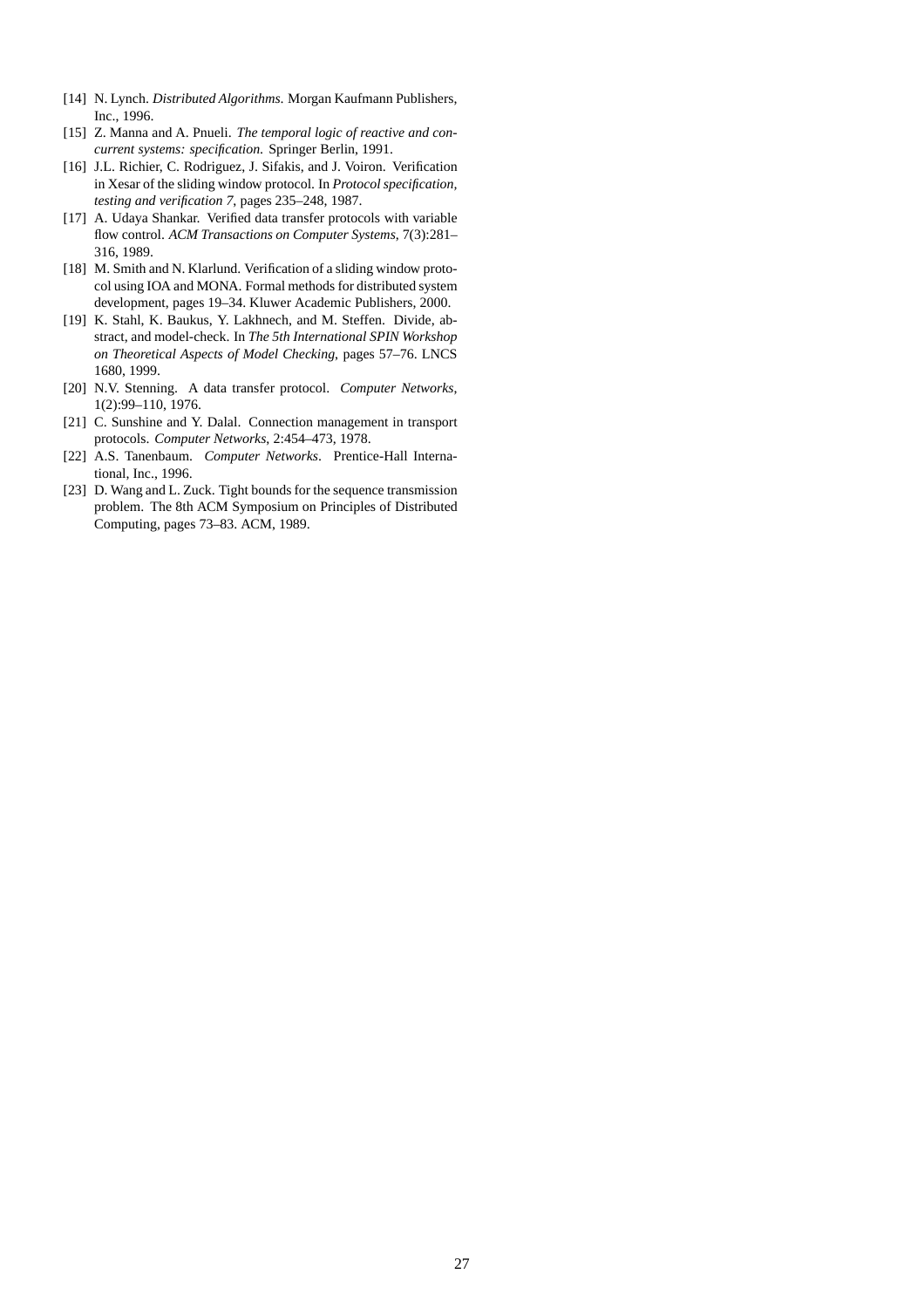[14] N. Lynch. *Distributed Algorithms*. Morgan Kaufmann Publishers, Inc., 1996.

[15] Z. Manna and A. Pnueli. *The temporal logic of reactive and concurrent systems: specification*. Springer Berlin, 1991.

[16] J.L. Richier, C. Rodriguez, J. Sifakis, and J. Voiron. Verification in Xesar of the sliding window protocol. In *Protocol specification, testing and verification 7*, pages 235–248, 1987.

[17] A. Udaya Shankar. Verified data transfer protocols with variable flow control. *ACM Transactions on Computer Systems*, 7(3):281–316, 1989.

[18] M. Smith and N. Klarlund. Verification of a sliding window protocol using IOA and MONA. Formal methods for distributed system development, pages 19–34. Kluwer Academic Publishers, 2000.

[19] K. Stahl, K. Baukus, Y. Lakhnech, and M. Steffen. Divide, abstract, and model-check. In *The 5th International SPIN Workshop on Theoretical Aspects of Model Checking*, pages 57–76. LNCS 1680, 1999.

[20] N.V. Stenning. A data transfer protocol. *Computer Networks*, 1(2):99–110, 1976.

[21] C. Sunshine and Y. Dalal. Connection management in transport protocols. *Computer Networks*, 2:454–473, 1978.

[22] A.S. Tanenbaum. *Computer Networks*. Prentice-Hall International, Inc., 1996.

[23] D. Wang and L. Zuck. Tight bounds for the sequence transmission problem. The 8th ACM Symposium on Principles of Distributed Computing, pages 73–83. ACM, 1989.